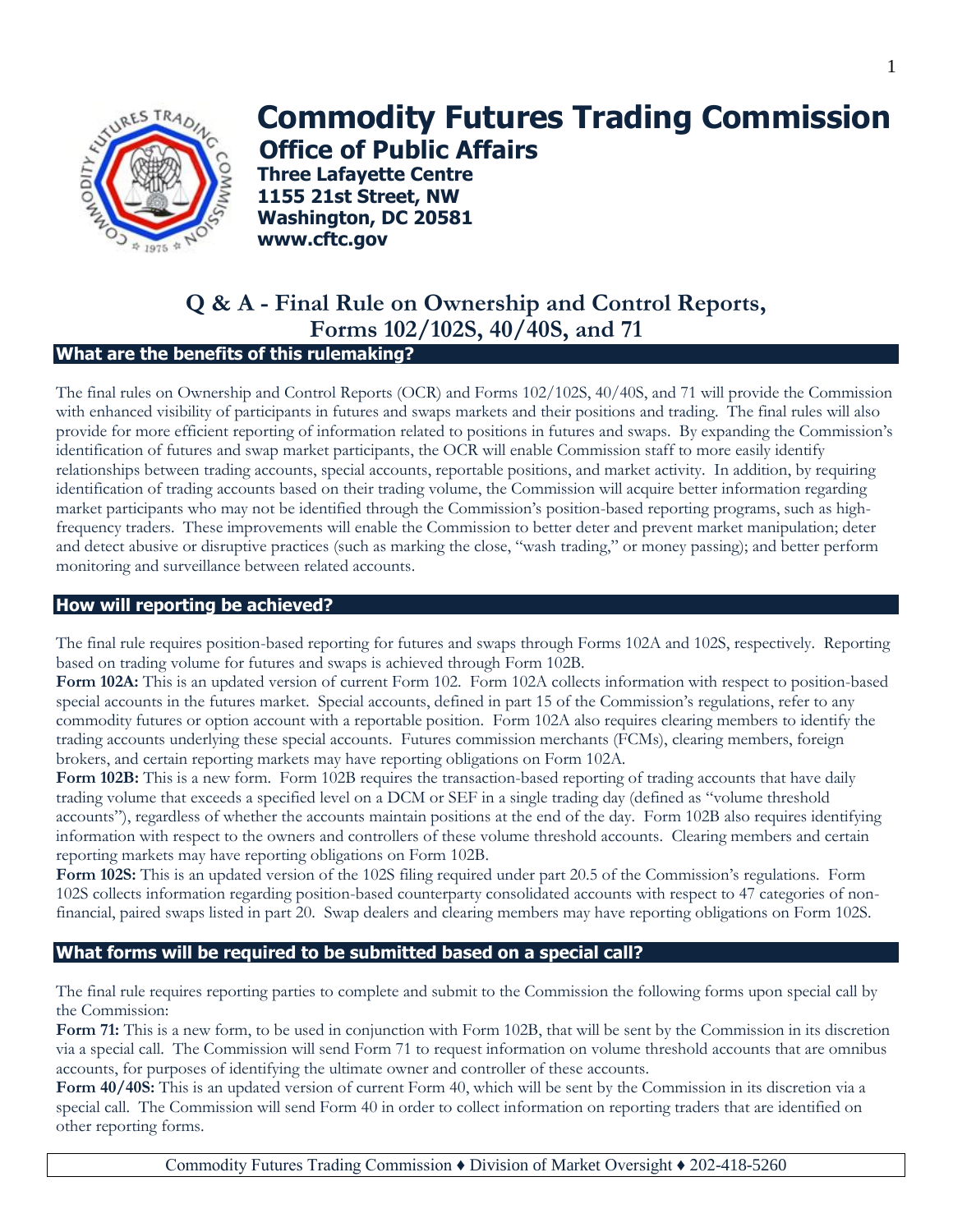# Commodity Futures Trading Commission

## Office of Public Affairs

**Three Lafayette Centre**
**1155 21st Street, NW**
**Washington, DC 20581**
**www.cftc.gov**

## Q & A - Final Rule on Ownership and Control Reports, Forms 102/102S, 40/40S, and 71

### What are the benefits of this rulemaking?

The final rules on Ownership and Control Reports (OCR) and Forms 102/102S, 40/40S, and 71 will provide the Commission with enhanced visibility of participants in futures and swaps markets and their positions and trading. The final rules will also provide for more efficient reporting of information related to positions in futures and swaps. By expanding the Commission's identification of futures and swap market participants, the OCR will enable Commission staff to more easily identify relationships between trading accounts, special accounts, reportable positions, and market activity. In addition, by requiring identification of trading accounts based on their trading volume, the Commission will acquire better information regarding market participants who may not be identified through the Commission's position-based reporting programs, such as high-frequency traders. These improvements will enable the Commission to better deter and prevent market manipulation; deter and detect abusive or disruptive practices (such as marking the close, "wash trading," or money passing); and better perform monitoring and surveillance between related accounts.

### How will reporting be achieved?

The final rule requires position-based reporting for futures and swaps through Forms 102A and 102S, respectively. Reporting based on trading volume for futures and swaps is achieved through Form 102B.

**Form 102A:** This is an updated version of current Form 102. Form 102A collects information with respect to position-based special accounts in the futures market. Special accounts, defined in part 15 of the Commission's regulations, refer to any commodity futures or option account with a reportable position. Form 102A also requires clearing members to identify the trading accounts underlying these special accounts. Futures commission merchants (FCMs), clearing members, foreign brokers, and certain reporting markets may have reporting obligations on Form 102A.

**Form 102B:** This is a new form. Form 102B requires the transaction-based reporting of trading accounts that have daily trading volume that exceeds a specified level on a DCM or SEF in a single trading day (defined as "volume threshold accounts"), regardless of whether the accounts maintain positions at the end of the day. Form 102B also requires identifying information with respect to the owners and controllers of these volume threshold accounts. Clearing members and certain reporting markets may have reporting obligations on Form 102B.

**Form 102S:** This is an updated version of the 102S filing required under part 20.5 of the Commission's regulations. Form 102S collects information regarding position-based counterparty consolidated accounts with respect to 47 categories of non-financial, paired swaps listed in part 20. Swap dealers and clearing members may have reporting obligations on Form 102S.

### What forms will be required to be submitted based on a special call?

The final rule requires reporting parties to complete and submit to the Commission the following forms upon special call by the Commission:

**Form 71:** This is a new form, to be used in conjunction with Form 102B, that will be sent by the Commission in its discretion via a special call. The Commission will send Form 71 to request information on volume threshold accounts that are omnibus accounts, for purposes of identifying the ultimate owner and controller of these accounts.

**Form 40/40S:** This is an updated version of current Form 40, which will be sent by the Commission in its discretion via a special call. The Commission will send Form 40 in order to collect information on reporting traders that are identified on other reporting forms.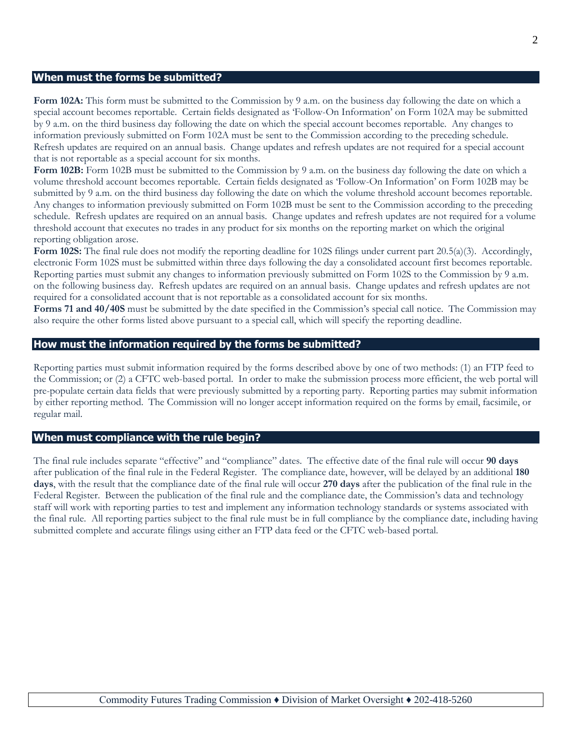## When must the forms be submitted?

**Form 102A:** This form must be submitted to the Commission by 9 a.m. on the business day following the date on which a special account becomes reportable. Certain fields designated as 'Follow-On Information' on Form 102A may be submitted by 9 a.m. on the third business day following the date on which the special account becomes reportable. Any changes to information previously submitted on Form 102A must be sent to the Commission according to the preceding schedule. Refresh updates are required on an annual basis. Change updates and refresh updates are not required for a special account that is not reportable as a special account for six months.

**Form 102B:** Form 102B must be submitted to the Commission by 9 a.m. on the business day following the date on which a volume threshold account becomes reportable. Certain fields designated as 'Follow-On Information' on Form 102B may be submitted by 9 a.m. on the third business day following the date on which the volume threshold account becomes reportable. Any changes to information previously submitted on Form 102B must be sent to the Commission according to the preceding schedule. Refresh updates are required on an annual basis. Change updates and refresh updates are not required for a volume threshold account that executes no trades in any product for six months on the reporting market on which the original reporting obligation arose.

**Form 102S:** The final rule does not modify the reporting deadline for 102S filings under current part 20.5(a)(3). Accordingly, electronic Form 102S must be submitted within three days following the day a consolidated account first becomes reportable. Reporting parties must submit any changes to information previously submitted on Form 102S to the Commission by 9 a.m. on the following business day. Refresh updates are required on an annual basis. Change updates and refresh updates are not required for a consolidated account that is not reportable as a consolidated account for six months.

**Forms 71 and 40/40S** must be submitted by the date specified in the Commission's special call notice. The Commission may also require the other forms listed above pursuant to a special call, which will specify the reporting deadline.

## How must the information required by the forms be submitted?

Reporting parties must submit information required by the forms described above by one of two methods: (1) an FTP feed to the Commission; or (2) a CFTC web-based portal. In order to make the submission process more efficient, the web portal will pre-populate certain data fields that were previously submitted by a reporting party. Reporting parties may submit information by either reporting method. The Commission will no longer accept information required on the forms by email, facsimile, or regular mail.

## When must compliance with the rule begin?

The final rule includes separate "effective" and "compliance" dates. The effective date of the final rule will occur **90 days** after publication of the final rule in the Federal Register. The compliance date, however, will be delayed by an additional **180 days**, with the result that the compliance date of the final rule will occur **270 days** after the publication of the final rule in the Federal Register. Between the publication of the final rule and the compliance date, the Commission's data and technology staff will work with reporting parties to test and implement any information technology standards or systems associated with the final rule. All reporting parties subject to the final rule must be in full compliance by the compliance date, including having submitted complete and accurate filings using either an FTP data feed or the CFTC web-based portal.